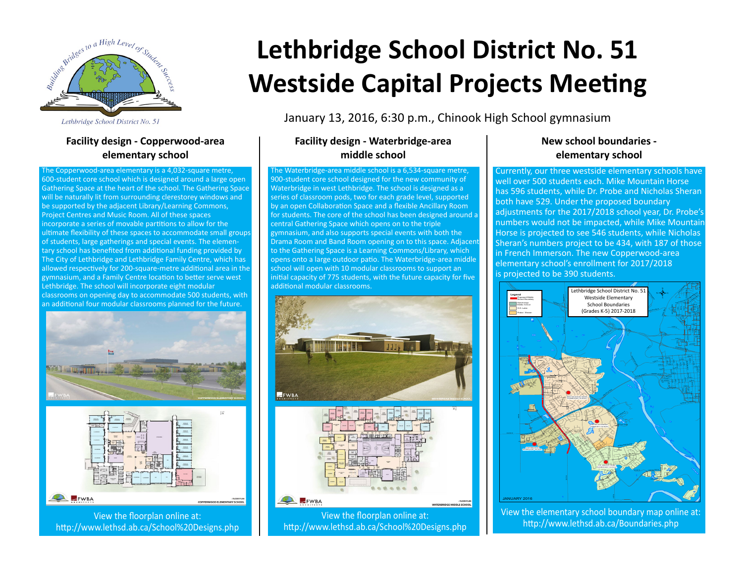# Lethbridge School District No. 51 Westside Capital Projects Meeting

January 13, 2016, 6:30 p.m., Chinook High School gymnasium

## Facility design - Copperwood-area elementary school

The Copperwood-area elementary is a 4,032-square metre, 600-student core school which is designed around a large open Gathering Space at the heart of the school. The Gathering Space will be naturally lit from surrounding clerestorey windows and be supported by the adjacent Library/Learning Commons, Project Centres and Music Room. All of these spaces incorporate a series of movable partitions to allow for the ultimate flexibility of these spaces to accommodate small groups of students, large gatherings and special events. The elementary school has benefited from additional funding provided by The City of Lethbridge and Lethbridge Family Centre, which has allowed respectively for 200-square-metre additional area in the gymnasium, and a Family Centre location to better serve west Lethbridge. The school will incorporate eight modular classrooms on opening day to accommodate 500 students, with an additional four modular classrooms planned for the future.

View the floorplan online at:
http://www.lethsd.ab.ca/School%20Designs.php

## Facility design - Waterbridge-area middle school

The Waterbridge-area middle school is a 6,534-square metre, 900-student core school designed for the new community of Waterbridge in west Lethbridge. The school is designed as a series of classroom pods, two for each grade level, supported by an open Collaboration Space and a flexible Ancillary Room for students. The core of the school has been designed around a central Gathering Space which opens on to the triple gymnasium, and also supports special events with both the Drama Room and Band Room opening on to this space. Adjacent to the Gathering Space is a Learning Commons/Library, which opens onto a large outdoor patio. The Waterbridge-area middle school will open with 10 modular classrooms to support an initial capacity of 775 students, with the future capacity for five additional modular classrooms.

View the floorplan online at:
http://www.lethsd.ab.ca/School%20Designs.php

## New school boundaries - elementary school

Currently, our three westside elementary schools have well over 500 students each. Mike Mountain Horse has 596 students, while Dr. Probe and Nicholas Sheran both have 529. Under the proposed boundary adjustments for the 2017/2018 school year, Dr. Probe's numbers would not be impacted, while Mike Mountain Horse is projected to see 546 students, while Nicholas Sheran's numbers project to be 434, with 187 of those in French Immerson. The new Copperwood-area elementary school's enrollment for 2017/2018 is projected to be 390 students.

Lethbridge School District No. 51
Westside Elementary
School Boundaries
(Grades K-5) 2017-2018

JANUARY 2016

View the elementary school boundary map online at:
http://www.lethsd.ab.ca/Boundaries.php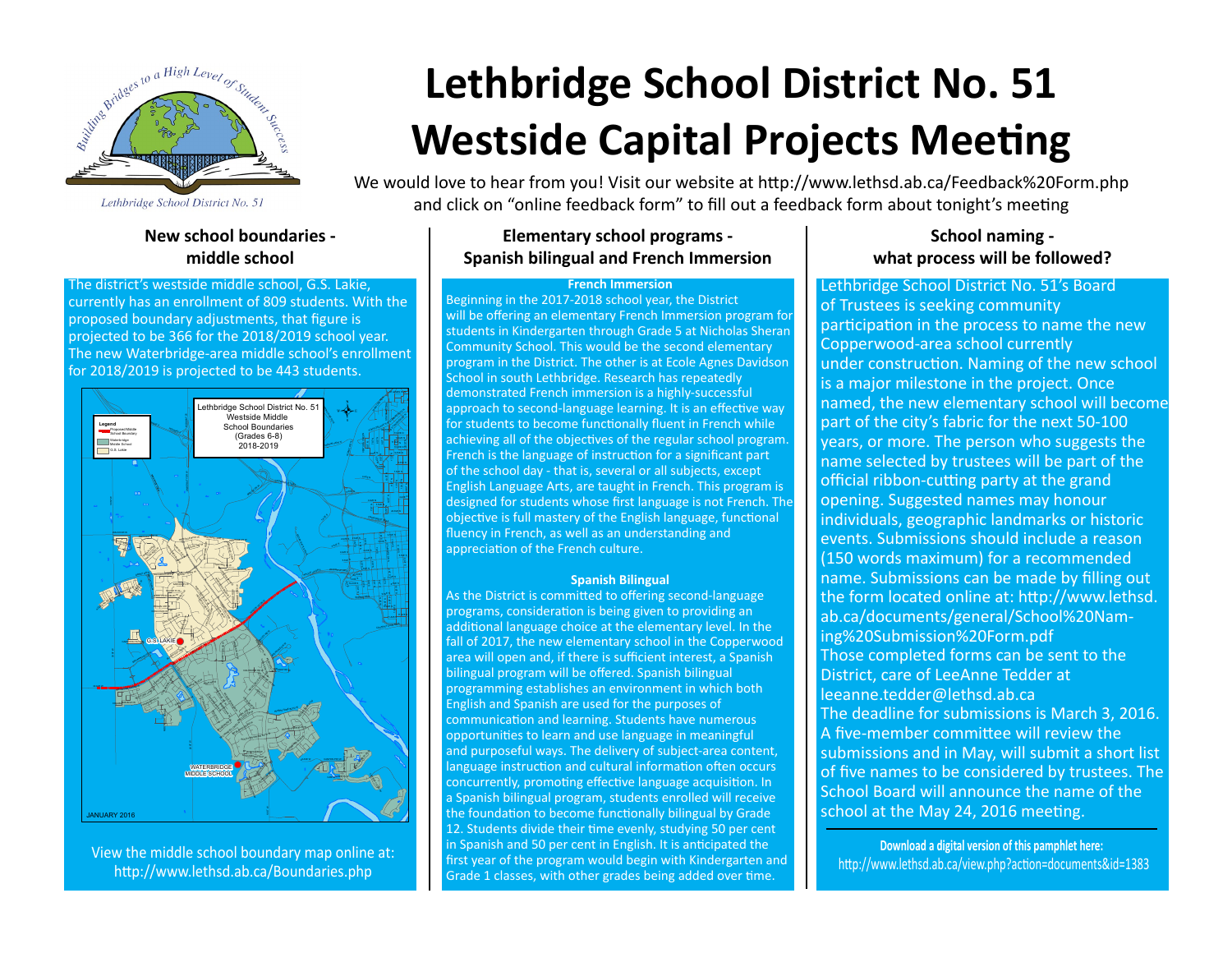Lethbridge School District No. 51

# Lethbridge School District No. 51
# Westside Capital Projects Meeting

We would love to hear from you! Visit our website at http://www.lethsd.ab.ca/Feedback%20Form.php and click on “online feedback form” to fill out a feedback form about tonight’s meeting

## New school boundaries - middle school

The district’s westside middle school, G.S. Lakie, currently has an enrollment of 809 students. With the proposed boundary adjustments, that figure is projected to be 366 for the 2018/2019 school year. The new Waterbridge-area middle school’s enrollment for 2018/2019 is projected to be 443 students.

Lethbridge School District No. 51
Westside Middle
School Boundaries
(Grades 6-8)
2018-2019

Legend
Proposed Middle School Boundary
Waterbridge Middle School
G.S. Lakie

G.S. LAKIE

WATERBRIDGE MIDDLE SCHOOL

JANUARY 2016

View the middle school boundary map online at: http://www.lethsd.ab.ca/Boundaries.php

## Elementary school programs - Spanish bilingual and French Immersion

### French Immersion

Beginning in the 2017-2018 school year, the District will be offering an elementary French Immersion program for students in Kindergarten through Grade 5 at Nicholas Sheran Community School. This would be the second elementary program in the District. The other is at Ecole Agnes Davidson School in south Lethbridge. Research has repeatedly demonstrated French immersion is a highly-successful approach to second-language learning. It is an effective way for students to become functionally fluent in French while achieving all of the objectives of the regular school program. French is the language of instruction for a significant part of the school day - that is, several or all subjects, except English Language Arts, are taught in French. This program is designed for students whose first language is not French. The objective is full mastery of the English language, functional fluency in French, as well as an understanding and appreciation of the French culture.

### Spanish Bilingual

As the District is committed to offering second-language programs, consideration is being given to providing an additional language choice at the elementary level. In the fall of 2017, the new elementary school in the Copperwood area will open and, if there is sufficient interest, a Spanish bilingual program will be offered. Spanish bilingual programming establishes an environment in which both English and Spanish are used for the purposes of communication and learning. Students have numerous opportunities to learn and use language in meaningful and purposeful ways. The delivery of subject-area content, language instruction and cultural information often occurs concurrently, promoting effective language acquisition. In a Spanish bilingual program, students enrolled will receive the foundation to become functionally bilingual by Grade 12. Students divide their time evenly, studying 50 per cent in Spanish and 50 per cent in English. It is anticipated the first year of the program would begin with Kindergarten and Grade 1 classes, with other grades being added over time.

## School naming - what process will be followed?

Lethbridge School District No. 51’s Board of Trustees is seeking community participation in the process to name the new Copperwood-area school currently under construction. Naming of the new school is a major milestone in the project. Once named, the new elementary school will become part of the city’s fabric for the next 50-100 years, or more. The person who suggests the name selected by trustees will be part of the official ribbon-cutting party at the grand opening. Suggested names may honour individuals, geographic landmarks or historic events. Submissions should include a reason (150 words maximum) for a recommended name. Submissions can be made by filling out the form located online at: http://www.lethsd.ab.ca/documents/general/School%20Naming%20Submission%20Form.pdf

Those completed forms can be sent to the District, care of LeeAnne Tedder at leeanne.tedder@lethsd.ab.ca

The deadline for submissions is March 3, 2016. A five-member committee will review the submissions and in May, will submit a short list of five names to be considered by trustees. The School Board will announce the name of the school at the May 24, 2016 meeting.

**Download a digital version of this pamphlet here:**
http://www.lethsd.ab.ca/view.php?action=documents&id=1383